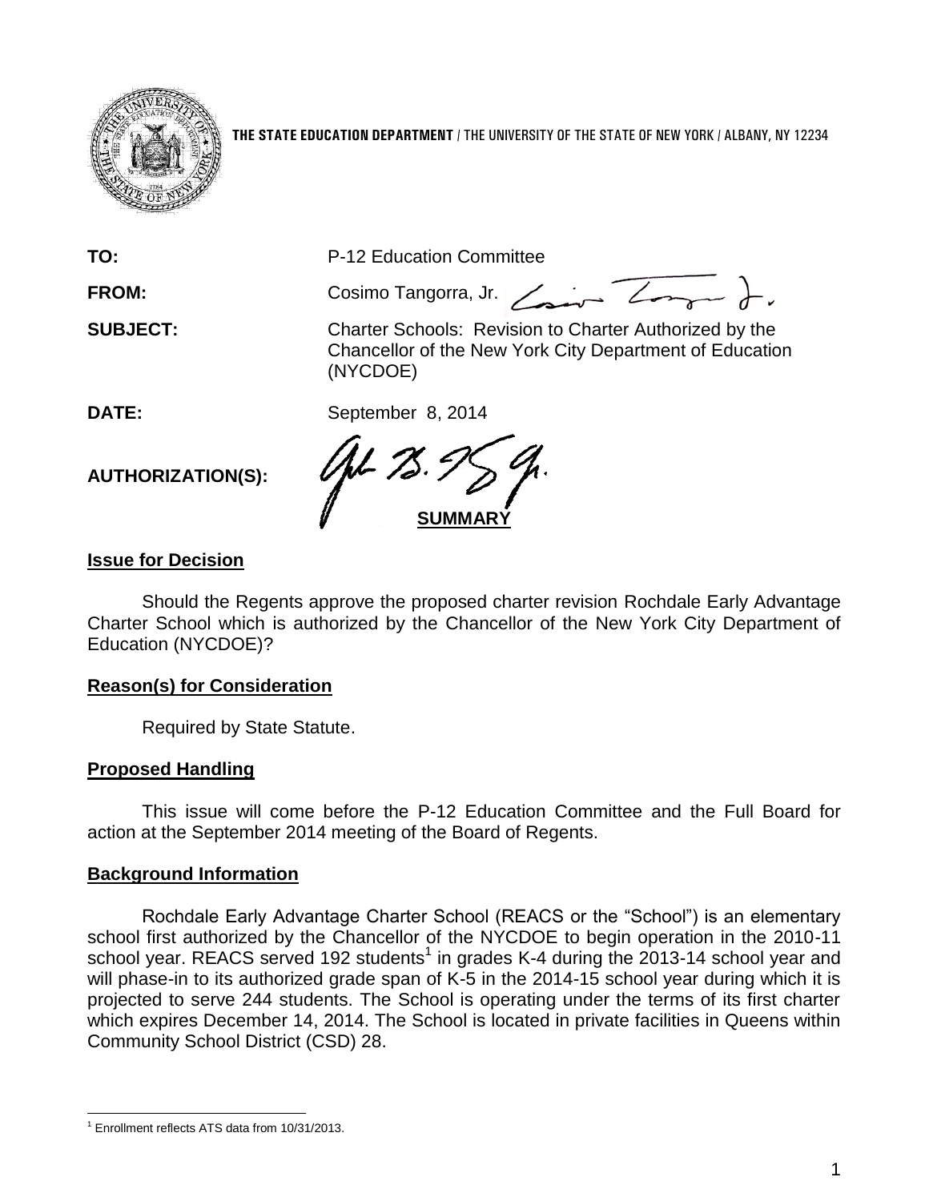**THE STATE EDUCATION DEPARTMENT** / THE UNIVERSITY OF THE STATE OF NEW YORK / ALBANY, NY 12234

**TO:** P-12 Education Committee

**FROM:** Cosimo Tangorra, Jr.

**SUBJECT:** Charter Schools: Revision to Charter Authorized by the Chancellor of the New York City Department of Education (NYCDOE)

**DATE:** September 8, 2014

**AUTHORIZATION(S):**

**SUMMARY**

## Issue for Decision

Should the Regents approve the proposed charter revision Rochdale Early Advantage Charter School which is authorized by the Chancellor of the New York City Department of Education (NYCDOE)?

## Reason(s) for Consideration

Required by State Statute.

## Proposed Handling

This issue will come before the P-12 Education Committee and the Full Board for action at the September 2014 meeting of the Board of Regents.

## Background Information

Rochdale Early Advantage Charter School (REACS or the "School") is an elementary school first authorized by the Chancellor of the NYCDOE to begin operation in the 2010-11 school year. REACS served 192 students[1] in grades K-4 during the 2013-14 school year and will phase-in to its authorized grade span of K-5 in the 2014-15 school year during which it is projected to serve 244 students. The School is operating under the terms of its first charter which expires December 14, 2014. The School is located in private facilities in Queens within Community School District (CSD) 28.

[1] Enrollment reflects ATS data from 10/31/2013.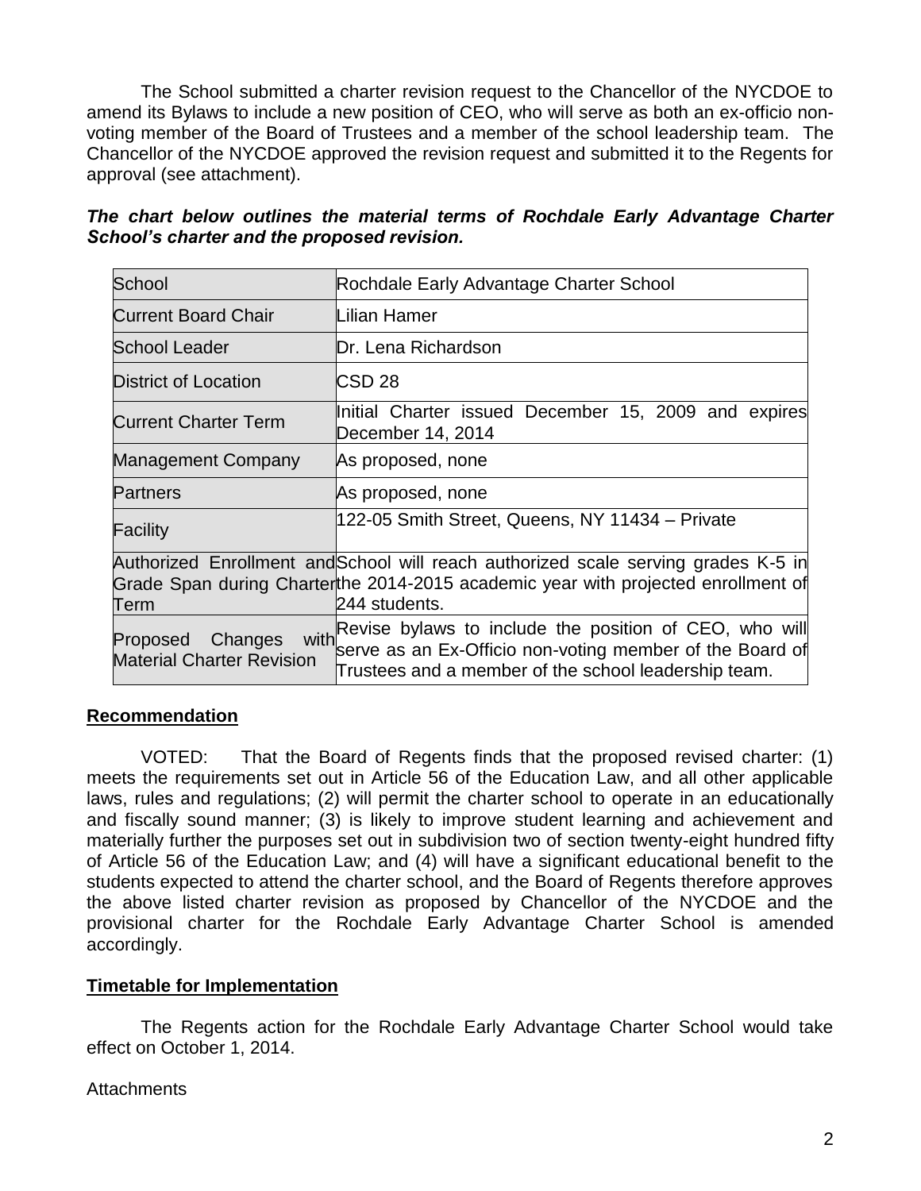The School submitted a charter revision request to the Chancellor of the NYCDOE to amend its Bylaws to include a new position of CEO, who will serve as both an ex-officio non-voting member of the Board of Trustees and a member of the school leadership team. The Chancellor of the NYCDOE approved the revision request and submitted it to the Regents for approval (see attachment).

***The chart below outlines the material terms of Rochdale Early Advantage Charter School's charter and the proposed revision.***

| School | Rochdale Early Advantage Charter School |
|---|---|
| Current Board Chair | Lilian Hamer |
| School Leader | Dr. Lena Richardson |
| District of Location | CSD 28 |
| Current Charter Term | Initial Charter issued December 15, 2009 and expires December 14, 2014 |
| Management Company | As proposed, none |
| Partners | As proposed, none |
| Facility | 122-05 Smith Street, Queens, NY 11434 – Private |
| Authorized Enrollment and Grade Span during Charter Term | School will reach authorized scale serving grades K-5 in the 2014-2015 academic year with projected enrollment of 244 students. |
| Proposed Changes with Material Charter Revision | Revise bylaws to include the position of CEO, who will serve as an Ex-Officio non-voting member of the Board of Trustees and a member of the school leadership team. |

## Recommendation

VOTED: That the Board of Regents finds that the proposed revised charter: (1) meets the requirements set out in Article 56 of the Education Law, and all other applicable laws, rules and regulations; (2) will permit the charter school to operate in an educationally and fiscally sound manner; (3) is likely to improve student learning and achievement and materially further the purposes set out in subdivision two of section twenty-eight hundred fifty of Article 56 of the Education Law; and (4) will have a significant educational benefit to the students expected to attend the charter school, and the Board of Regents therefore approves the above listed charter revision as proposed by Chancellor of the NYCDOE and the provisional charter for the Rochdale Early Advantage Charter School is amended accordingly.

## Timetable for Implementation

The Regents action for the Rochdale Early Advantage Charter School would take effect on October 1, 2014.

Attachments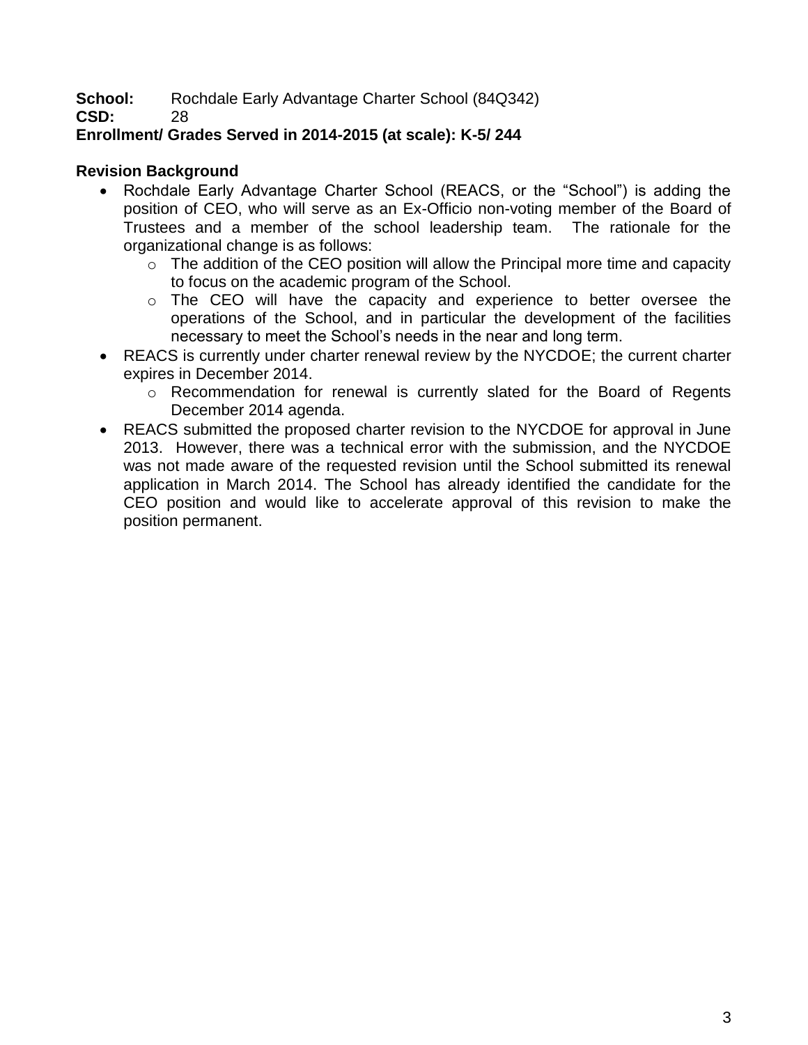**School:** Rochdale Early Advantage Charter School (84Q342)
**CSD:** 28
**Enrollment/ Grades Served in 2014-2015 (at scale): K-5/ 244**

**Revision Background**

- Rochdale Early Advantage Charter School (REACS, or the "School") is adding the position of CEO, who will serve as an Ex-Officio non-voting member of the Board of Trustees and a member of the school leadership team. The rationale for the organizational change is as follows:
    - The addition of the CEO position will allow the Principal more time and capacity to focus on the academic program of the School.
    - The CEO will have the capacity and experience to better oversee the operations of the School, and in particular the development of the facilities necessary to meet the School's needs in the near and long term.
- REACS is currently under charter renewal review by the NYCDOE; the current charter expires in December 2014.
    - Recommendation for renewal is currently slated for the Board of Regents December 2014 agenda.
- REACS submitted the proposed charter revision to the NYCDOE for approval in June 2013. However, there was a technical error with the submission, and the NYCDOE was not made aware of the requested revision until the School submitted its renewal application in March 2014. The School has already identified the candidate for the CEO position and would like to accelerate approval of this revision to make the position permanent.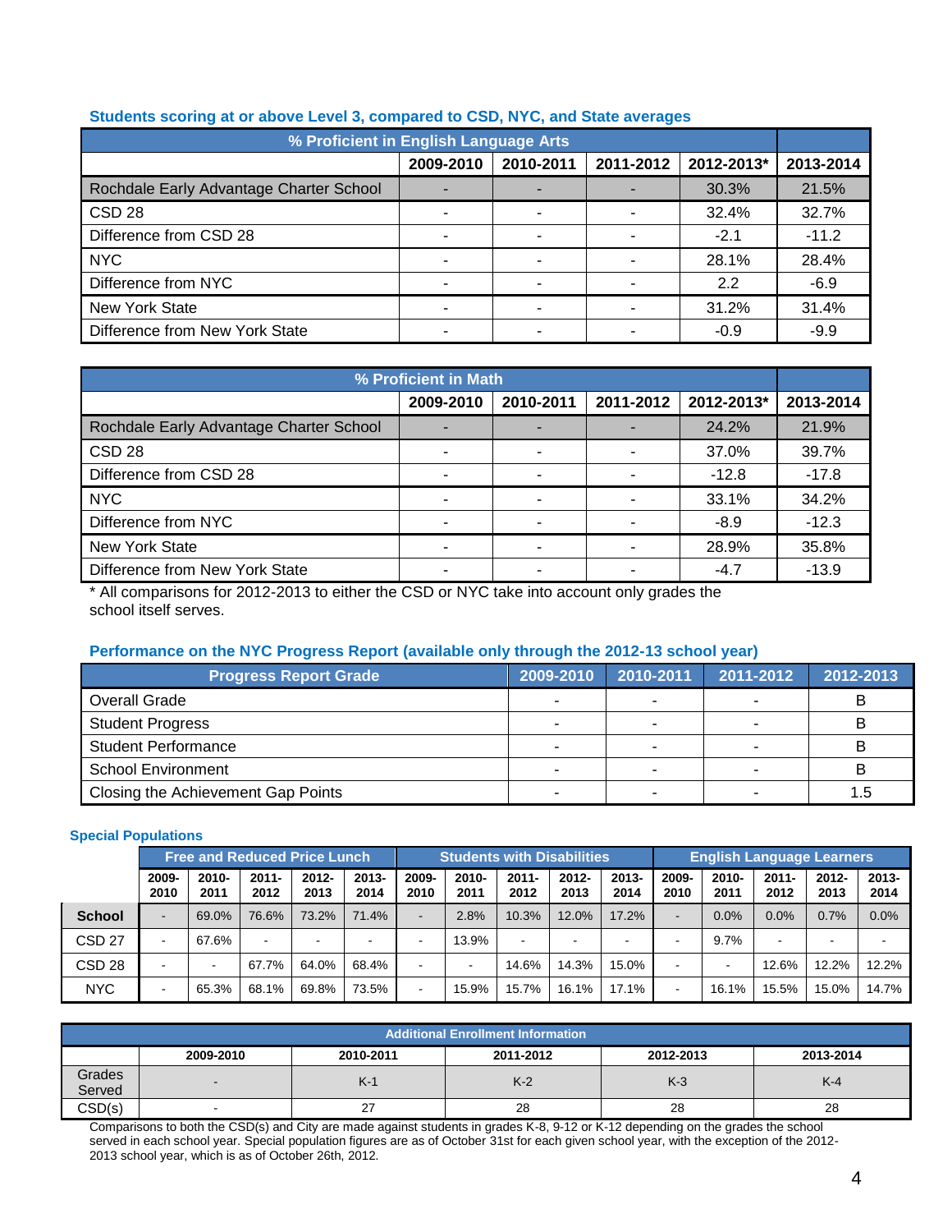### Students scoring at or above Level 3, compared to CSD, NYC, and State averages

| % Proficient in English Language Arts | 2009-2010 | 2010-2011 | 2011-2012 | 2012-2013* | 2013-2014 |
|---|---|---|---|---|---|
| Rochdale Early Advantage Charter School | - | - | - | 30.3% | 21.5% |
| CSD 28 | - | - | - | 32.4% | 32.7% |
| Difference from CSD 28 | - | - | - | -2.1 | -11.2 |
| NYC | - | - | - | 28.1% | 28.4% |
| Difference from NYC | - | - | - | 2.2 | -6.9 |
| New York State | - | - | - | 31.2% | 31.4% |
| Difference from New York State | - | - | - | -0.9 | -9.9 |

| % Proficient in Math | 2009-2010 | 2010-2011 | 2011-2012 | 2012-2013* | 2013-2014 |
|---|---|---|---|---|---|
| Rochdale Early Advantage Charter School | - | - | - | 24.2% | 21.9% |
| CSD 28 | - | - | - | 37.0% | 39.7% |
| Difference from CSD 28 | - | - | - | -12.8 | -17.8 |
| NYC | - | - | - | 33.1% | 34.2% |
| Difference from NYC | - | - | - | -8.9 | -12.3 |
| New York State | - | - | - | 28.9% | 35.8% |
| Difference from New York State | - | - | - | -4.7 | -13.9 |

* All comparisons for 2012-2013 to either the CSD or NYC take into account only grades the school itself serves.

### Performance on the NYC Progress Report (available only through the 2012-13 school year)

| Progress Report Grade | 2009-2010 | 2010-2011 | 2011-2012 | 2012-2013 |
|---|---|---|---|---|
| Overall Grade | - | - | - | B |
| Student Progress | - | - | - | B |
| Student Performance | - | - | - | B |
| School Environment | - | - | - | B |
| Closing the Achievement Gap Points | - | - | - | 1.5 |

### Special Populations

| | Free and Reduced Price Lunch | | | | | Students with Disabilities | | | | | English Language Learners | | | | |
|---|---|---|---|---|---|---|---|---|---|---|---|---|---|---|---|
| | 2009-2010 | 2010-2011 | 2011-2012 | 2012-2013 | 2013-2014 | 2009-2010 | 2010-2011 | 2011-2012 | 2012-2013 | 2013-2014 | 2009-2010 | 2010-2011 | 2011-2012 | 2012-2013 | 2013-2014 |
| **School** | - | 69.0% | 76.6% | 73.2% | 71.4% | - | 2.8% | 10.3% | 12.0% | 17.2% | - | 0.0% | 0.0% | 0.7% | 0.0% |
| CSD 27 | - | 67.6% | - | - | - | - | 13.9% | - | - | - | - | 9.7% | - | - | - |
| CSD 28 | - | - | 67.7% | 64.0% | 68.4% | - | - | 14.6% | 14.3% | 15.0% | - | - | 12.6% | 12.2% | 12.2% |
| NYC | - | 65.3% | 68.1% | 69.8% | 73.5% | - | 15.9% | 15.7% | 16.1% | 17.1% | - | 16.1% | 15.5% | 15.0% | 14.7% |

| Additional Enrollment Information | | | | | |
|---|---|---|---|---|---|
| | 2009-2010 | 2010-2011 | 2011-2012 | 2012-2013 | 2013-2014 |
| Grades Served | - | K-1 | K-2 | K-3 | K-4 |
| CSD(s) | - | 27 | 28 | 28 | 28 |

Comparisons to both the CSD(s) and City are made against students in grades K-8, 9-12 or K-12 depending on the grades the school served in each school year. Special population figures are as of October 31st for each given school year, with the exception of the 2012-2013 school year, which is as of October 26th, 2012.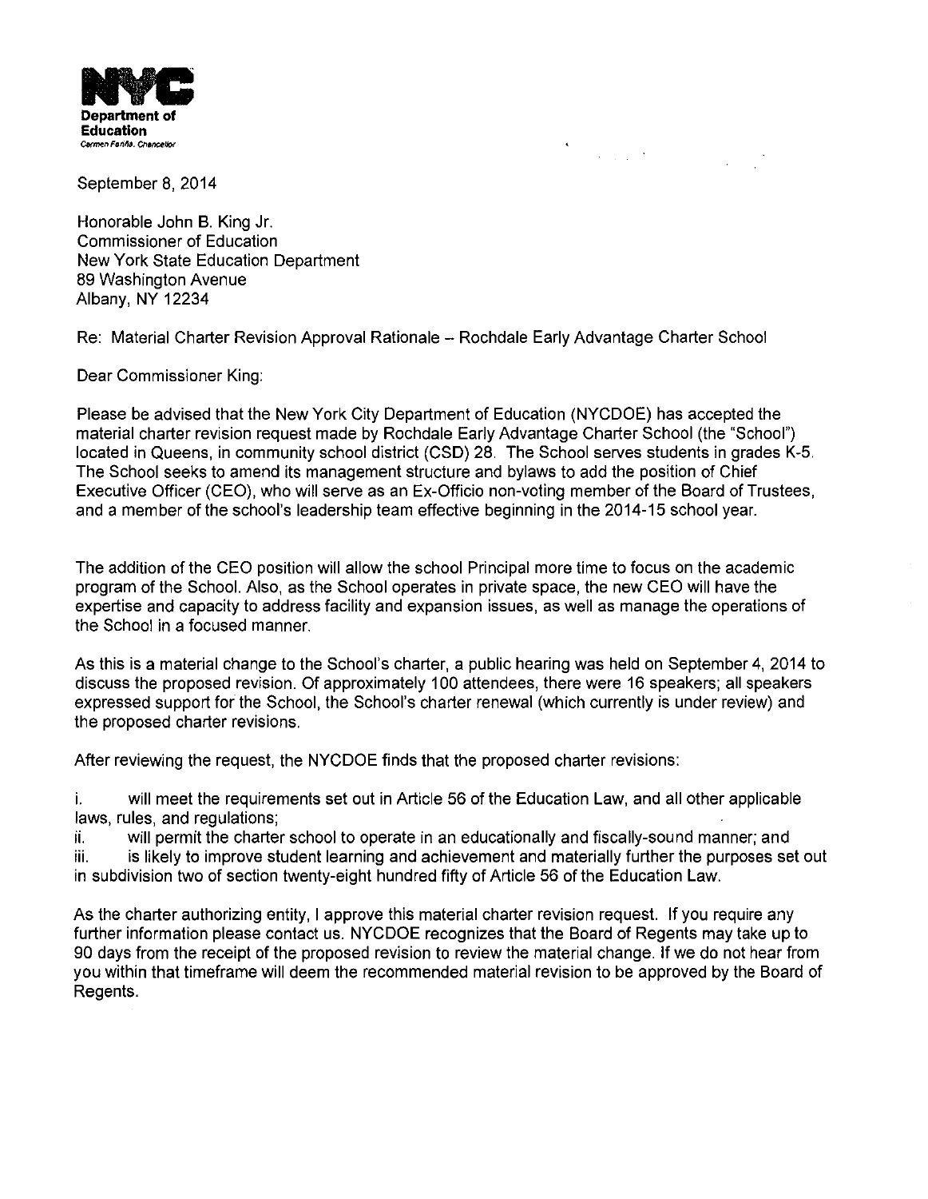**NYC**
**Department of Education**
*Carmen Fariña, Chancellor*

September 8, 2014

Honorable John B. King Jr.
Commissioner of Education
New York State Education Department
89 Washington Avenue
Albany, NY 12234

Re: Material Charter Revision Approval Rationale – Rochdale Early Advantage Charter School

Dear Commissioner King:

Please be advised that the New York City Department of Education (NYCDOE) has accepted the material charter revision request made by Rochdale Early Advantage Charter School (the "School") located in Queens, in community school district (CSD) 28. The School serves students in grades K-5. The School seeks to amend its management structure and bylaws to add the position of Chief Executive Officer (CEO), who will serve as an Ex-Officio non-voting member of the Board of Trustees, and a member of the school's leadership team effective beginning in the 2014-15 school year.

The addition of the CEO position will allow the school Principal more time to focus on the academic program of the School. Also, as the School operates in private space, the new CEO will have the expertise and capacity to address facility and expansion issues, as well as manage the operations of the School in a focused manner.

As this is a material change to the School's charter, a public hearing was held on September 4, 2014 to discuss the proposed revision. Of approximately 100 attendees, there were 16 speakers; all speakers expressed support for the School, the School's charter renewal (which currently is under review) and the proposed charter revisions.

After reviewing the request, the NYCDOE finds that the proposed charter revisions:

i. will meet the requirements set out in Article 56 of the Education Law, and all other applicable laws, rules, and regulations;
ii. will permit the charter school to operate in an educationally and fiscally-sound manner; and
iii. is likely to improve student learning and achievement and materially further the purposes set out in subdivision two of section twenty-eight hundred fifty of Article 56 of the Education Law.

As the charter authorizing entity, I approve this material charter revision request. If you require any further information please contact us. NYCDOE recognizes that the Board of Regents may take up to 90 days from the receipt of the proposed revision to review the material change. If we do not hear from you within that timeframe will deem the recommended material revision to be approved by the Board of Regents.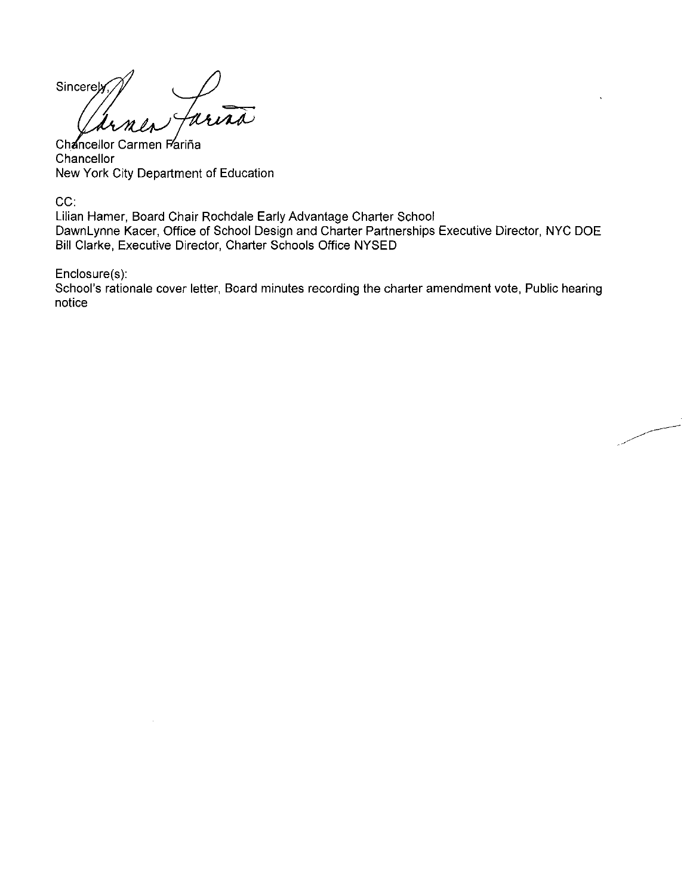Sincerely,

Chancellor Carmen Fariña
Chancellor
New York City Department of Education

CC:
Lilian Hamer, Board Chair Rochdale Early Advantage Charter School
DawnLynne Kacer, Office of School Design and Charter Partnerships Executive Director, NYC DOE
Bill Clarke, Executive Director, Charter Schools Office NYSED

Enclosure(s):
School's rationale cover letter, Board minutes recording the charter amendment vote, Public hearing notice